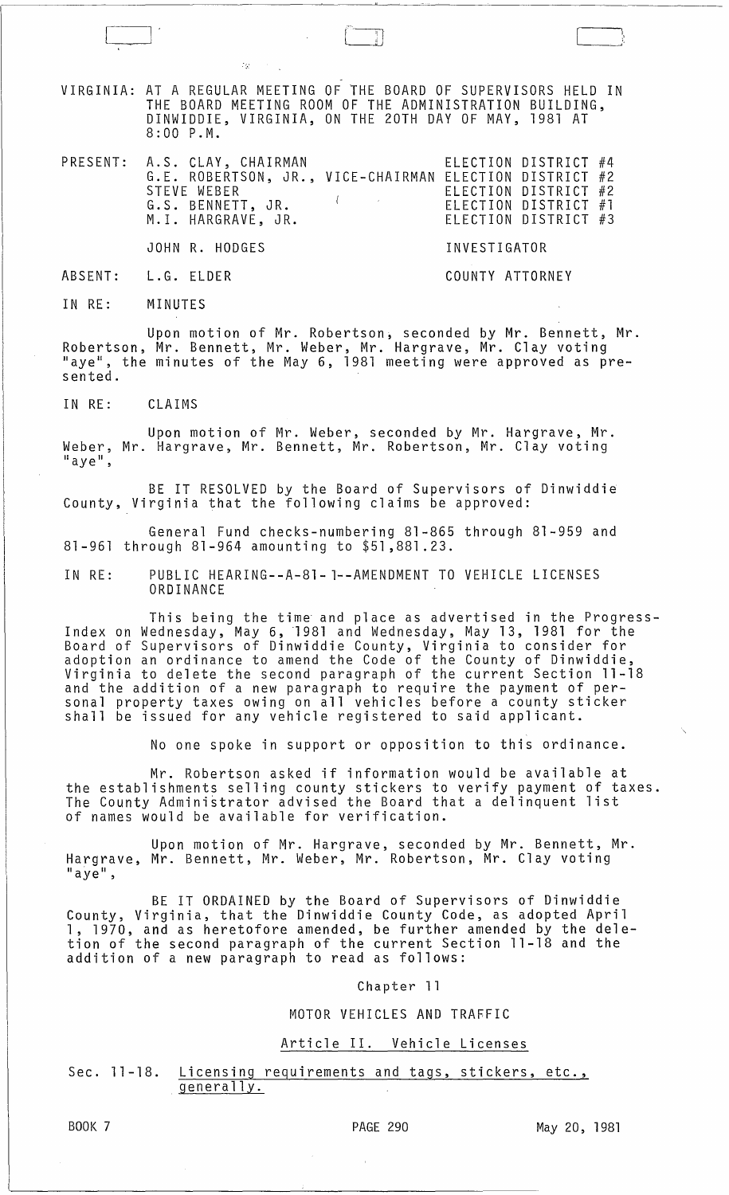VIRGINIA: AT A REGULAR MEETING OF THE BOARD OF SUPERVISORS HELD IN THE BOARD MEETING ROOM OF THE ADMINISTRATION BUILDING, DINWIDDIE, VIRGINIA, ON THE 20TH DAY OF MAY, 1981 AT 8:00 P.M.

| | | |
|---|---|---|
| PRESENT: | A.S. CLAY, CHAIRMAN | ELECTION DISTRICT #4 |
| | G.E. ROBERTSON, JR., VICE-CHAIRMAN | ELECTION DISTRICT #2 |
| | STEVE WEBER | ELECTION DISTRICT #2 |
| | G.S. BENNETT, JR. | ELECTION DISTRICT #1 |
| | M.I. HARGRAVE, JR. | ELECTION DISTRICT #3 |
| | JOHN R. HODGES | INVESTIGATOR |
| ABSENT: | L.G. ELDER | COUNTY ATTORNEY |

IN RE: MINUTES

Upon motion of Mr. Robertson, seconded by Mr. Bennett, Mr. Robertson, Mr. Bennett, Mr. Weber, Mr. Hargrave, Mr. Clay voting "aye", the minutes of the May 6, 1981 meeting were approved as presented.

IN RE: CLAIMS

Upon motion of Mr. Weber, seconded by Mr. Hargrave, Mr. Weber, Mr. Hargrave, Mr. Bennett, Mr. Robertson, Mr. Clay voting "aye",

BE IT RESOLVED by the Board of Supervisors of Dinwiddie County, Virginia that the following claims be approved:

General Fund checks-numbering 81-865 through 81-959 and 81-961 through 81-964 amounting to $51,881.23.

IN RE: PUBLIC HEARING--A-81-1--AMENDMENT TO VEHICLE LICENSES ORDINANCE

This being the time and place as advertised in the Progress-Index on Wednesday, May 6, 1981 and Wednesday, May 13, 1981 for the Board of Supervisors of Dinwiddie County, Virginia to consider for adoption an ordinance to amend the Code of the County of Dinwiddie, Virginia to delete the second paragraph of the current Section 11-18 and the addition of a new paragraph to require the payment of personal property taxes owing on all vehicles before a county sticker shall be issued for any vehicle registered to said applicant.

No one spoke in support or opposition to this ordinance.

Mr. Robertson asked if information would be available at the establishments selling county stickers to verify payment of taxes. The County Administrator advised the Board that a delinquent list of names would be available for verification.

Upon motion of Mr. Hargrave, seconded by Mr. Bennett, Mr. Hargrave, Mr. Bennett, Mr. Weber, Mr. Robertson, Mr. Clay voting "aye",

BE IT ORDAINED by the Board of Supervisors of Dinwiddie County, Virginia, that the Dinwiddie County Code, as adopted April 1, 1970, and as heretofore amended, be further amended by the deletion of the second paragraph of the current Section 11-18 and the addition of a new paragraph to read as follows:

Chapter 11

MOTOR VEHICLES AND TRAFFIC

Article II. Vehicle Licenses

Sec. 11-18. Licensing requirements and tags, stickers, etc., generally.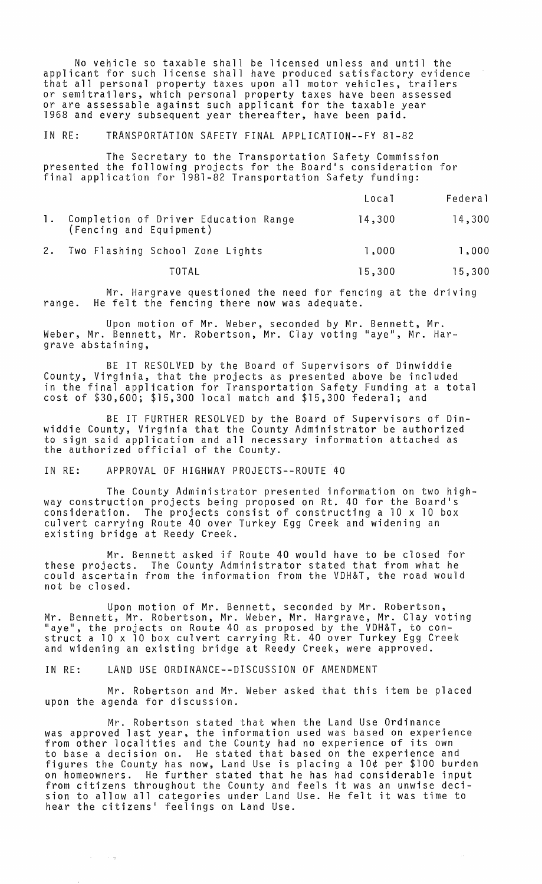No vehicle so taxable shall be licensed unless and until the applicant for such license shall have produced satisfactory evidence that all personal property taxes upon all motor vehicles, trailers or semitrailers, which personal property taxes have been assessed or are assessable against such applicant for the taxable year 1968 and every subsequent year thereafter, have been paid.

IN RE: TRANSPORTATION SAFETY FINAL APPLICATION--FY 81-82

The Secretary to the Transportation Safety Commission presented the following projects for the Board's consideration for final application for 1981-82 Transportation Safety funding:

| | Local | Federal |
|---|---|---|
| 1. Completion of Driver Education Range (Fencing and Equipment) | 14,300 | 14,300 |
| 2. Two Flashing School Zone Lights | 1,000 | 1,000 |
| TOTAL | 15,300 | 15,300 |

Mr. Hargrave questioned the need for fencing at the driving range. He felt the fencing there now was adequate.

Upon motion of Mr. Weber, seconded by Mr. Bennett, Mr. Weber, Mr. Bennett, Mr. Robertson, Mr. Clay voting "aye", Mr. Hargrave abstaining,

BE IT RESOLVED by the Board of Supervisors of Dinwiddie County, Virginia, that the projects as presented above be included in the final application for Transportation Safety Funding at a total cost of $30,600; $15,300 local match and $15,300 federal; and

BE IT FURTHER RESOLVED by the Board of Supervisors of Dinwiddie County, Virginia that the County Administrator be authorized to sign said application and all necessary information attached as the authorized official of the County.

IN RE: APPROVAL OF HIGHWAY PROJECTS--ROUTE 40

The County Administrator presented information on two highway construction projects being proposed on Rt. 40 for the Board's consideration. The projects consist of constructing a 10 x 10 box culvert carrying Route 40 over Turkey Egg Creek and widening an existing bridge at Reedy Creek.

Mr. Bennett asked if Route 40 would have to be closed for these projects. The County Administrator stated that from what he could ascertain from the information from the VDH&T, the road would not be closed.

Upon motion of Mr. Bennett, seconded by Mr. Robertson, Mr. Bennett, Mr. Robertson, Mr. Weber, Mr. Hargrave, Mr. Clay voting "aye", the projects on Route 40 as proposed by the VDH&T, to construct a 10 x 10 box culvert carrying Rt. 40 over Turkey Egg Creek and widening an existing bridge at Reedy Creek, were approved.

IN RE: LAND USE ORDINANCE--DISCUSSION OF AMENDMENT

Mr. Robertson and Mr. Weber asked that this item be placed upon the agenda for discussion.

Mr. Robertson stated that when the Land Use Ordinance was approved last year, the information used was based on experience from other localities and the County had no experience of its own to base a decision on. He stated that based on the experience and figures the County has now, Land Use is placing a 10¢ per $100 burden on homeowners. He further stated that he has had considerable input from citizens throughout the County and feels it was an unwise decision to allow all categories under Land Use. He felt it was time to hear the citizens' feelings on Land Use.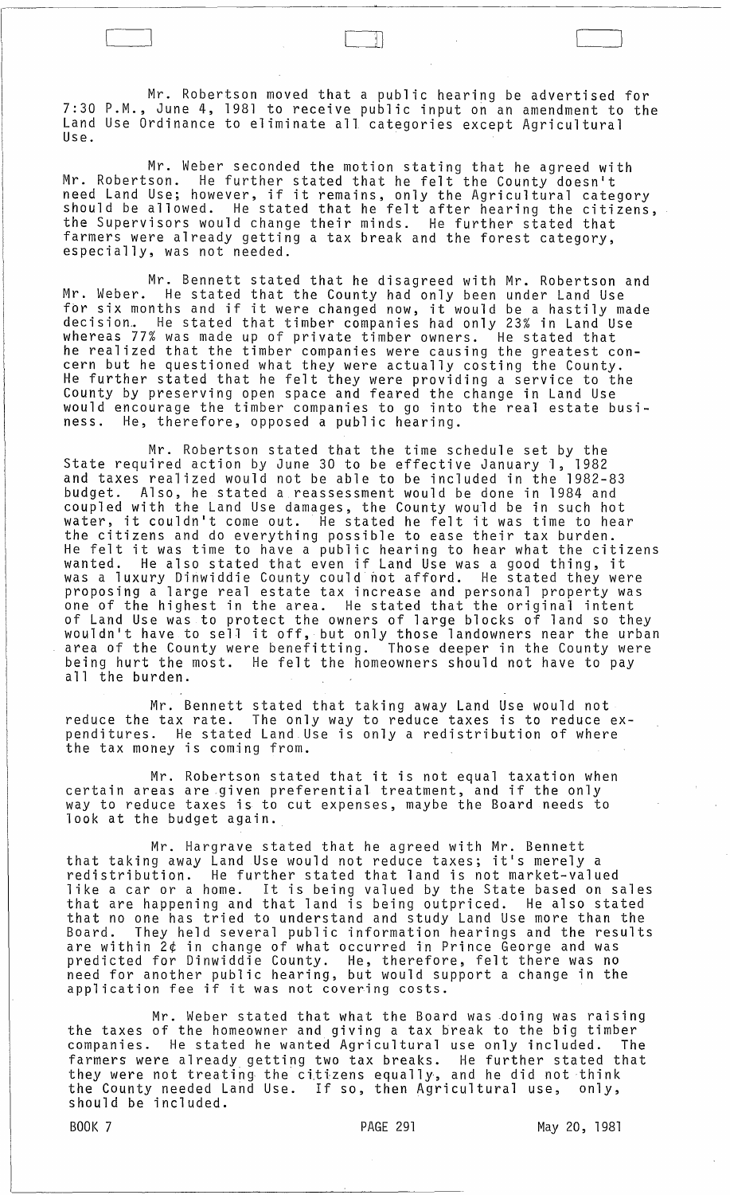Mr. Robertson moved that a public hearing be advertised for 7:30 P.M., June 4, 1981 to receive public input on an amendment to the Land Use Ordinance to eliminate all categories except Agricultural Use.

Mr. Weber seconded the motion stating that he agreed with Mr. Robertson. He further stated that he felt the County doesn't need Land Use; however, if it remains, only the Agricultural category should be allowed. He stated that he felt after hearing the citizens, the Supervisors would change their minds. He further stated that farmers were already getting a tax break and the forest category, especially, was not needed.

Mr. Bennett stated that he disagreed with Mr. Robertson and Mr. Weber. He stated that the County had only been under Land Use for six months and if it were changed now, it would be a hastily made decision. He stated that timber companies had only 23% in Land Use whereas 77% was made up of private timber owners. He stated that he realized that the timber companies were causing the greatest concern but he questioned what they were actually costing the County. He further stated that he felt they were providing a service to the County by preserving open space and feared the change in Land Use would encourage the timber companies to go into the real estate business. He, therefore, opposed a public hearing.

Mr. Robertson stated that the time schedule set by the State required action by June 30 to be effective January 1, 1982 and taxes realized would not be able to be included in the 1982-83 budget. Also, he stated a reassessment would be done in 1984 and coupled with the Land Use damages, the County would be in such hot water, it couldn't come out. He stated he felt it was time to hear the citizens and do everything possible to ease their tax burden. He felt it was time to have a public hearing to hear what the citizens wanted. He also stated that even if Land Use was a good thing, it was a luxury Dinwiddie County could not afford. He stated they were proposing a large real estate tax increase and personal property was one of the highest in the area. He stated that the original intent of Land Use was to protect the owners of large blocks of land so they wouldn't have to sell it off, but only those landowners near the urban area of the County were benefitting. Those deeper in the County were being hurt the most. He felt the homeowners should not have to pay all the burden.

Mr. Bennett stated that taking away Land Use would not reduce the tax rate. The only way to reduce taxes is to reduce expenditures. He stated Land Use is only a redistribution of where the tax money is coming from.

Mr. Robertson stated that it is not equal taxation when certain areas are given preferential treatment, and if the only way to reduce taxes is to cut expenses, maybe the Board needs to look at the budget again.

Mr. Hargrave stated that he agreed with Mr. Bennett that taking away Land Use would not reduce taxes; it's merely a redistribution. He further stated that land is not market-valued like a car or a home. It is being valued by the State based on sales that are happening and that land is being outpriced. He also stated that no one has tried to understand and study Land Use more than the Board. They held several public information hearings and the results are within 2¢ in change of what occurred in Prince George and was predicted for Dinwiddie County. He, therefore, felt there was no need for another public hearing, but would support a change in the application fee if it was not covering costs.

Mr. Weber stated that what the Board was doing was raising the taxes of the homeowner and giving a tax break to the big timber companies. He stated he wanted Agricultural use only included. The farmers were already getting two tax breaks. He further stated that they were not treating the citizens equally, and he did not think the County needed Land Use. If so, then Agricultural use, only, should be included.

BOOK 7 PAGE 291 May 20, 1981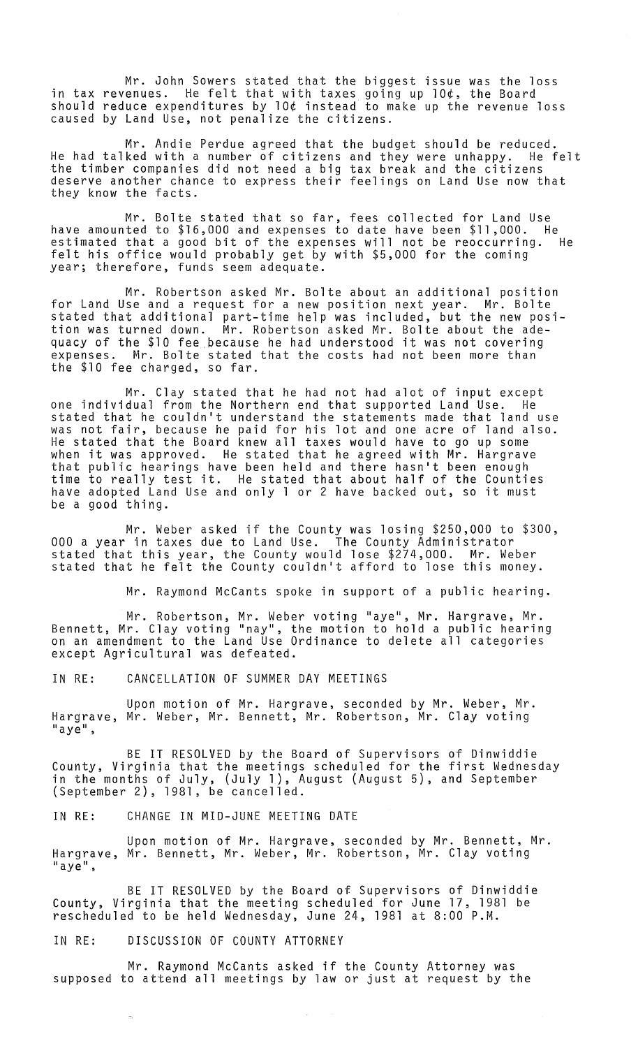Mr. John Sowers stated that the biggest issue was the loss in tax revenues. He felt that with taxes going up 10¢, the Board should reduce expenditures by 10¢ instead to make up the revenue loss caused by Land Use, not penalize the citizens.

Mr. Andie Perdue agreed that the budget should be reduced. He had talked with a number of citizens and they were unhappy. He felt the timber companies did not need a big tax break and the citizens deserve another chance to express their feelings on Land Use now that they know the facts.

Mr. Bolte stated that so far, fees collected for Land Use have amounted to $16,000 and expenses to date have been $11,000. He estimated that a good bit of the expenses will not be reoccurring. He felt his office would probably get by with $5,000 for the coming year; therefore, funds seem adequate.

Mr. Robertson asked Mr. Bolte about an additional position for Land Use and a request for a new position next year. Mr. Bolte stated that additional part-time help was included, but the new position was turned down. Mr. Robertson asked Mr. Bolte about the adequacy of the $10 fee because he had understood it was not covering expenses. Mr. Bolte stated that the costs had not been more than the $10 fee charged, so far.

Mr. Clay stated that he had not had alot of input except one individual from the Northern end that supported Land Use. He stated that he couldn't understand the statements made that land use was not fair, because he paid for his lot and one acre of land also. He stated that the Board knew all taxes would have to go up some when it was approved. He stated that he agreed with Mr. Hargrave that public hearings have been held and there hasn't been enough time to really test it. He stated that about half of the Counties have adopted Land Use and only 1 or 2 have backed out, so it must be a good thing.

Mr. Weber asked if the County was losing $250,000 to $300,000 a year in taxes due to Land Use. The County Administrator stated that this year, the County would lose $274,000. Mr. Weber stated that he felt the County couldn't afford to lose this money.

Mr. Raymond McCants spoke in support of a public hearing.

Mr. Robertson, Mr. Weber voting "aye", Mr. Hargrave, Mr. Bennett, Mr. Clay voting "nay", the motion to hold a public hearing on an amendment to the Land Use Ordinance to delete all categories except Agricultural was defeated.

IN RE: CANCELLATION OF SUMMER DAY MEETINGS

Upon motion of Mr. Hargrave, seconded by Mr. Weber, Mr. Hargrave, Mr. Weber, Mr. Bennett, Mr. Robertson, Mr. Clay voting "aye",

BE IT RESOLVED by the Board of Supervisors of Dinwiddie County, Virginia that the meetings scheduled for the first Wednesday in the months of July, (July 1), August (August 5), and September (September 2), 1981, be cancelled.

IN RE: CHANGE IN MID-JUNE MEETING DATE

Upon motion of Mr. Hargrave, seconded by Mr. Bennett, Mr. Hargrave, Mr. Bennett, Mr. Weber, Mr. Robertson, Mr. Clay voting "aye",

BE IT RESOLVED by the Board of Supervisors of Dinwiddie County, Virginia that the meeting scheduled for June 17, 1981 be rescheduled to be held Wednesday, June 24, 1981 at 8:00 P.M.

IN RE: DISCUSSION OF COUNTY ATTORNEY

Mr. Raymond McCants asked if the County Attorney was supposed to attend all meetings by law or just at request by the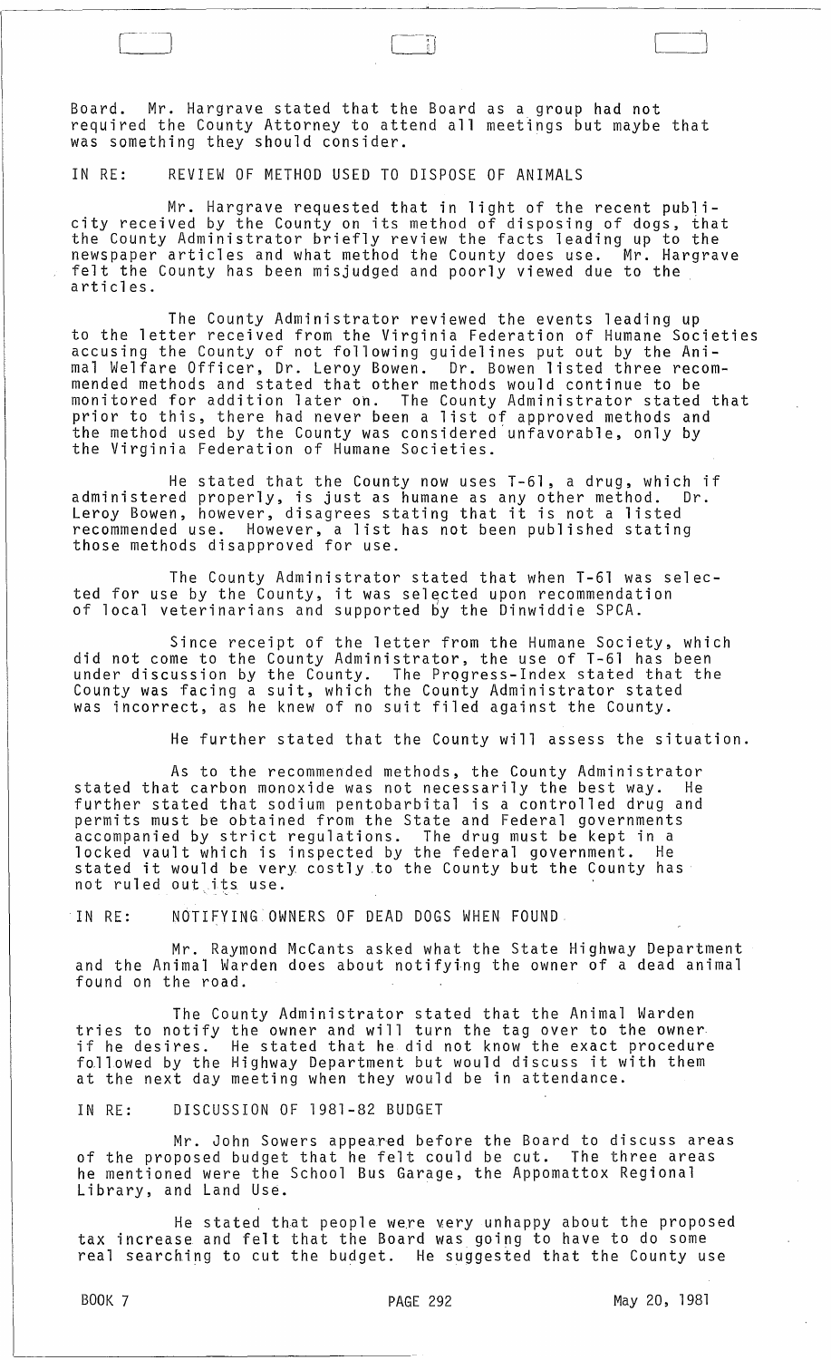Board. Mr. Hargrave stated that the Board as a group had not required the County Attorney to attend all meetings but maybe that was something they should consider.

IN RE: REVIEW OF METHOD USED TO DISPOSE OF ANIMALS

Mr. Hargrave requested that in light of the recent publicity received by the County on its method of disposing of dogs, that the County Administrator briefly review the facts leading up to the newspaper articles and what method the County does use. Mr. Hargrave felt the County has been misjudged and poorly viewed due to the articles.

The County Administrator reviewed the events leading up to the letter received from the Virginia Federation of Humane Societies accusing the County of not following guidelines put out by the Animal Welfare Officer, Dr. Leroy Bowen. Dr. Bowen listed three recommended methods and stated that other methods would continue to be monitored for addition later on. The County Administrator stated that prior to this, there had never been a list of approved methods and the method used by the County was considered unfavorable, only by the Virginia Federation of Humane Societies.

He stated that the County now uses T-61, a drug, which if administered properly, is just as humane as any other method. Dr. Leroy Bowen, however, disagrees stating that it is not a listed recommended use. However, a list has not been published stating those methods disapproved for use.

The County Administrator stated that when T-61 was selected for use by the County, it was selected upon recommendation of local veterinarians and supported by the Dinwiddie SPCA.

Since receipt of the letter from the Humane Society, which did not come to the County Administrator, the use of T-61 has been under discussion by the County. The Progress-Index stated that the County was facing a suit, which the County Administrator stated was incorrect, as he knew of no suit filed against the County.

He further stated that the County will assess the situation.

As to the recommended methods, the County Administrator stated that carbon monoxide was not necessarily the best way. He further stated that sodium pentobarbital is a controlled drug and permits must be obtained from the State and Federal governments accompanied by strict regulations. The drug must be kept in a locked vault which is inspected by the federal government. He stated it would be very costly to the County but the County has not ruled out its use.

IN RE: NOTIFYING OWNERS OF DEAD DOGS WHEN FOUND

Mr. Raymond McCants asked what the State Highway Department and the Animal Warden does about notifying the owner of a dead animal found on the road.

The County Administrator stated that the Animal Warden tries to notify the owner and will turn the tag over to the owner if he desires. He stated that he did not know the exact procedure followed by the Highway Department but would discuss it with them at the next day meeting when they would be in attendance.

IN RE: DISCUSSION OF 1981-82 BUDGET

Mr. John Sowers appeared before the Board to discuss areas of the proposed budget that he felt could be cut. The three areas he mentioned were the School Bus Garage, the Appomattox Regional Library, and Land Use.

He stated that people were very unhappy about the proposed tax increase and felt that the Board was going to have to do some real searching to cut the budget. He suggested that the County use

BOOK 7 PAGE 292 May 20, 1981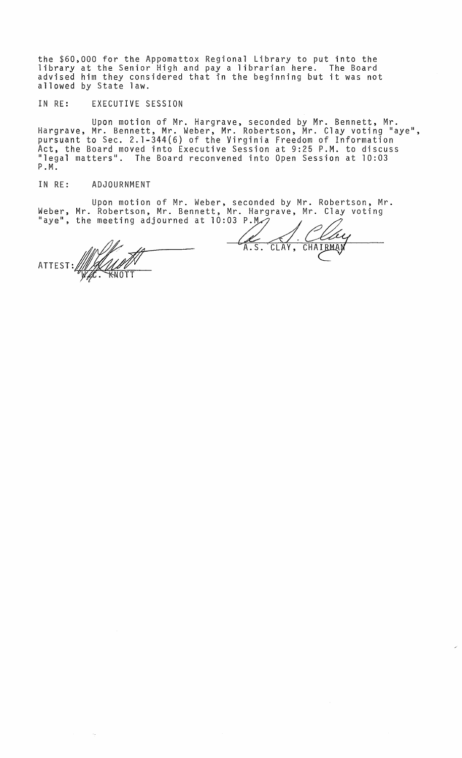the $60,000 for the Appomattox Regional Library to put into the library at the Senior High and pay a librarian here. The Board advised him they considered that in the beginning but it was not allowed by State law.

IN RE: EXECUTIVE SESSION

Upon motion of Mr. Hargrave, seconded by Mr. Bennett, Mr. Hargrave, Mr. Bennett, Mr. Weber, Mr. Robertson, Mr. Clay voting "aye", pursuant to Sec. 2.1-344(6) of the Virginia Freedom of Information Act, the Board moved into Executive Session at 9:25 P.M. to discuss "legal matters". The Board reconvened into Open Session at 10:03 P.M.

IN RE: ADJOURNMENT

Upon motion of Mr. Weber, seconded by Mr. Robertson, Mr. Weber, Mr. Robertson, Mr. Bennett, Mr. Hargrave, Mr. Clay voting "aye", the meeting adjourned at 10:03 P.M.

A.S. CLAY, CHAIRMAN

ATTEST: W.C. KNOTT